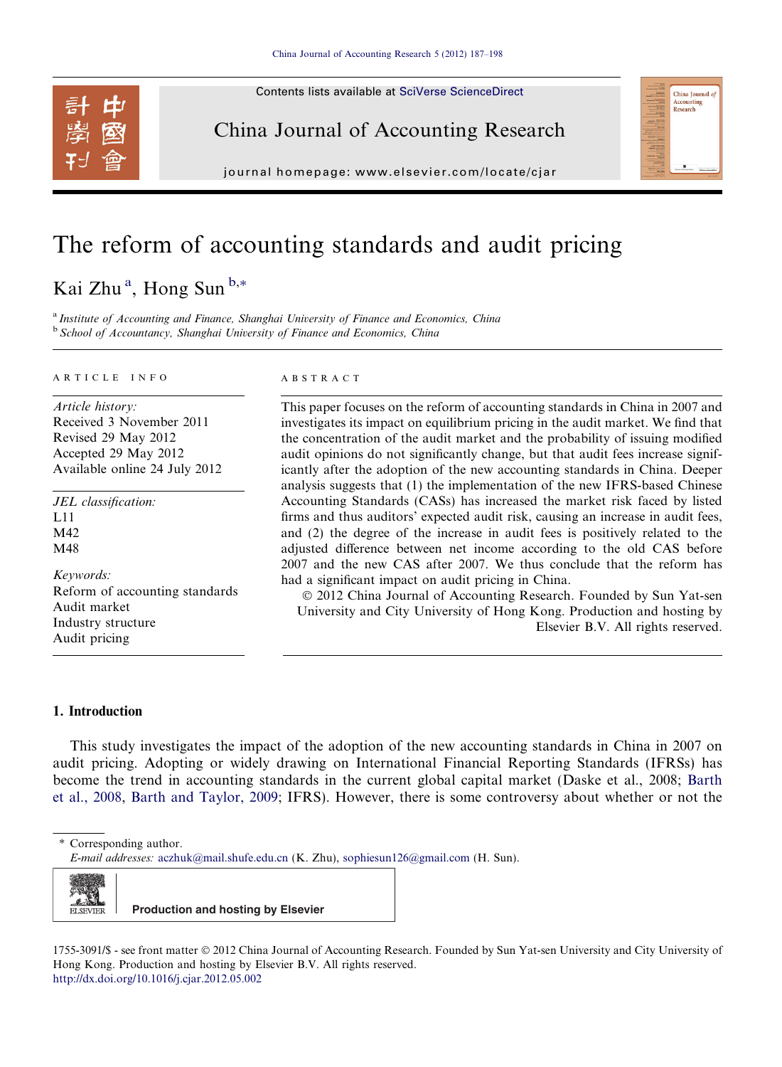# The reform of accounting standards and audit pricing

Kai Zhu [a], Hong Sun [b,*]

[a] *Institute of Accounting and Finance, Shanghai University of Finance and Economics, China*
[b] *School of Accountancy, Shanghai University of Finance and Economics, China*

ARTICLE INFO

*Article history:*
Received 3 November 2011
Revised 29 May 2012
Accepted 29 May 2012
Available online 24 July 2012

*JEL classification:*
L11
M42
M48

*Keywords:*
Reform of accounting standards
Audit market
Industry structure
Audit pricing

ABSTRACT

This paper focuses on the reform of accounting standards in China in 2007 and investigates its impact on equilibrium pricing in the audit market. We find that the concentration of the audit market and the probability of issuing modified audit opinions do not significantly change, but that audit fees increase significantly after the adoption of the new accounting standards in China. Deeper analysis suggests that (1) the implementation of the new IFRS-based Chinese Accounting Standards (CASs) has increased the market risk faced by listed firms and thus auditors' expected audit risk, causing an increase in audit fees, and (2) the degree of the increase in audit fees is positively related to the adjusted difference between net income according to the old CAS before 2007 and the new CAS after 2007. We thus conclude that the reform has had a significant impact on audit pricing in China.

© 2012 China Journal of Accounting Research. Founded by Sun Yat-sen University and City University of Hong Kong. Production and hosting by Elsevier B.V. All rights reserved.

## 1. Introduction

This study investigates the impact of the adoption of the new accounting standards in China in 2007 on audit pricing. Adopting or widely drawing on International Financial Reporting Standards (IFRSs) has become the trend in accounting standards in the current global capital market (Daske et al., 2008; Barth et al., 2008, Barth and Taylor, 2009; IFRS). However, there is some controversy about whether or not the

\* Corresponding author.
*E-mail addresses:* aczhuk@mail.shufe.edu.cn (K. Zhu), sophiesun126@gmail.com (H. Sun).

Production and hosting by Elsevier

1755-3091/$ - see front matter © 2012 China Journal of Accounting Research. Founded by Sun Yat-sen University and City University of Hong Kong. Production and hosting by Elsevier B.V. All rights reserved.
http://dx.doi.org/10.1016/j.cjar.2012.05.002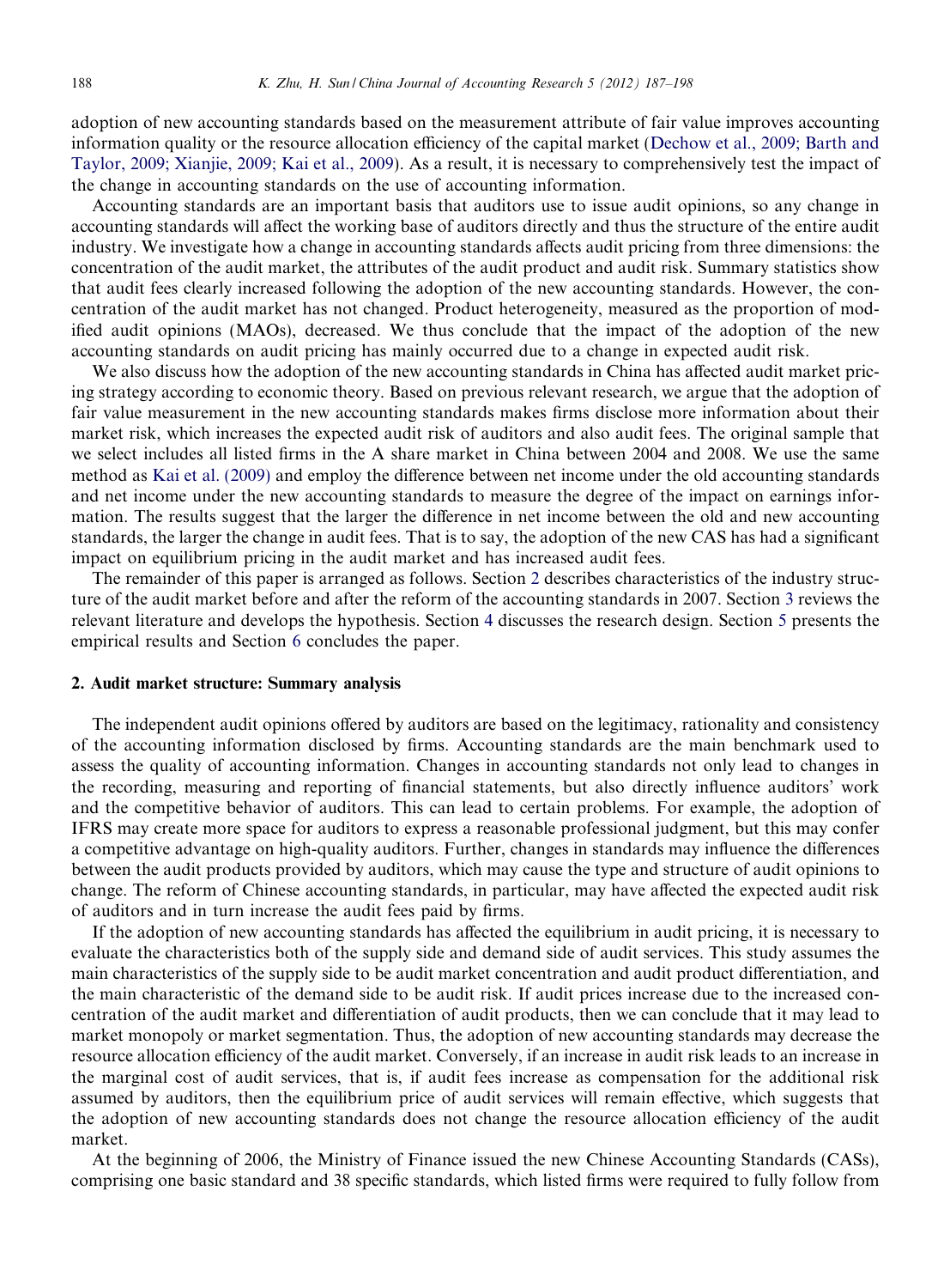adoption of new accounting standards based on the measurement attribute of fair value improves accounting information quality or the resource allocation efficiency of the capital market (Dechow et al., 2009; Barth and Taylor, 2009; Xianjie, 2009; Kai et al., 2009). As a result, it is necessary to comprehensively test the impact of the change in accounting standards on the use of accounting information.

Accounting standards are an important basis that auditors use to issue audit opinions, so any change in accounting standards will affect the working base of auditors directly and thus the structure of the entire audit industry. We investigate how a change in accounting standards affects audit pricing from three dimensions: the concentration of the audit market, the attributes of the audit product and audit risk. Summary statistics show that audit fees clearly increased following the adoption of the new accounting standards. However, the concentration of the audit market has not changed. Product heterogeneity, measured as the proportion of modified audit opinions (MAOs), decreased. We thus conclude that the impact of the adoption of the new accounting standards on audit pricing has mainly occurred due to a change in expected audit risk.

We also discuss how the adoption of the new accounting standards in China has affected audit market pricing strategy according to economic theory. Based on previous relevant research, we argue that the adoption of fair value measurement in the new accounting standards makes firms disclose more information about their market risk, which increases the expected audit risk of auditors and also audit fees. The original sample that we select includes all listed firms in the A share market in China between 2004 and 2008. We use the same method as Kai et al. (2009) and employ the difference between net income under the old accounting standards and net income under the new accounting standards to measure the degree of the impact on earnings information. The results suggest that the larger the difference in net income between the old and new accounting standards, the larger the change in audit fees. That is to say, the adoption of the new CAS has had a significant impact on equilibrium pricing in the audit market and has increased audit fees.

The remainder of this paper is arranged as follows. Section 2 describes characteristics of the industry structure of the audit market before and after the reform of the accounting standards in 2007. Section 3 reviews the relevant literature and develops the hypothesis. Section 4 discusses the research design. Section 5 presents the empirical results and Section 6 concludes the paper.

## 2. Audit market structure: Summary analysis

The independent audit opinions offered by auditors are based on the legitimacy, rationality and consistency of the accounting information disclosed by firms. Accounting standards are the main benchmark used to assess the quality of accounting information. Changes in accounting standards not only lead to changes in the recording, measuring and reporting of financial statements, but also directly influence auditors' work and the competitive behavior of auditors. This can lead to certain problems. For example, the adoption of IFRS may create more space for auditors to express a reasonable professional judgment, but this may confer a competitive advantage on high-quality auditors. Further, changes in standards may influence the differences between the audit products provided by auditors, which may cause the type and structure of audit opinions to change. The reform of Chinese accounting standards, in particular, may have affected the expected audit risk of auditors and in turn increase the audit fees paid by firms.

If the adoption of new accounting standards has affected the equilibrium in audit pricing, it is necessary to evaluate the characteristics both of the supply side and demand side of audit services. This study assumes the main characteristics of the supply side to be audit market concentration and audit product differentiation, and the main characteristic of the demand side to be audit risk. If audit prices increase due to the increased concentration of the audit market and differentiation of audit products, then we can conclude that it may lead to market monopoly or market segmentation. Thus, the adoption of new accounting standards may decrease the resource allocation efficiency of the audit market. Conversely, if an increase in audit risk leads to an increase in the marginal cost of audit services, that is, if audit fees increase as compensation for the additional risk assumed by auditors, then the equilibrium price of audit services will remain effective, which suggests that the adoption of new accounting standards does not change the resource allocation efficiency of the audit market.

At the beginning of 2006, the Ministry of Finance issued the new Chinese Accounting Standards (CASs), comprising one basic standard and 38 specific standards, which listed firms were required to fully follow from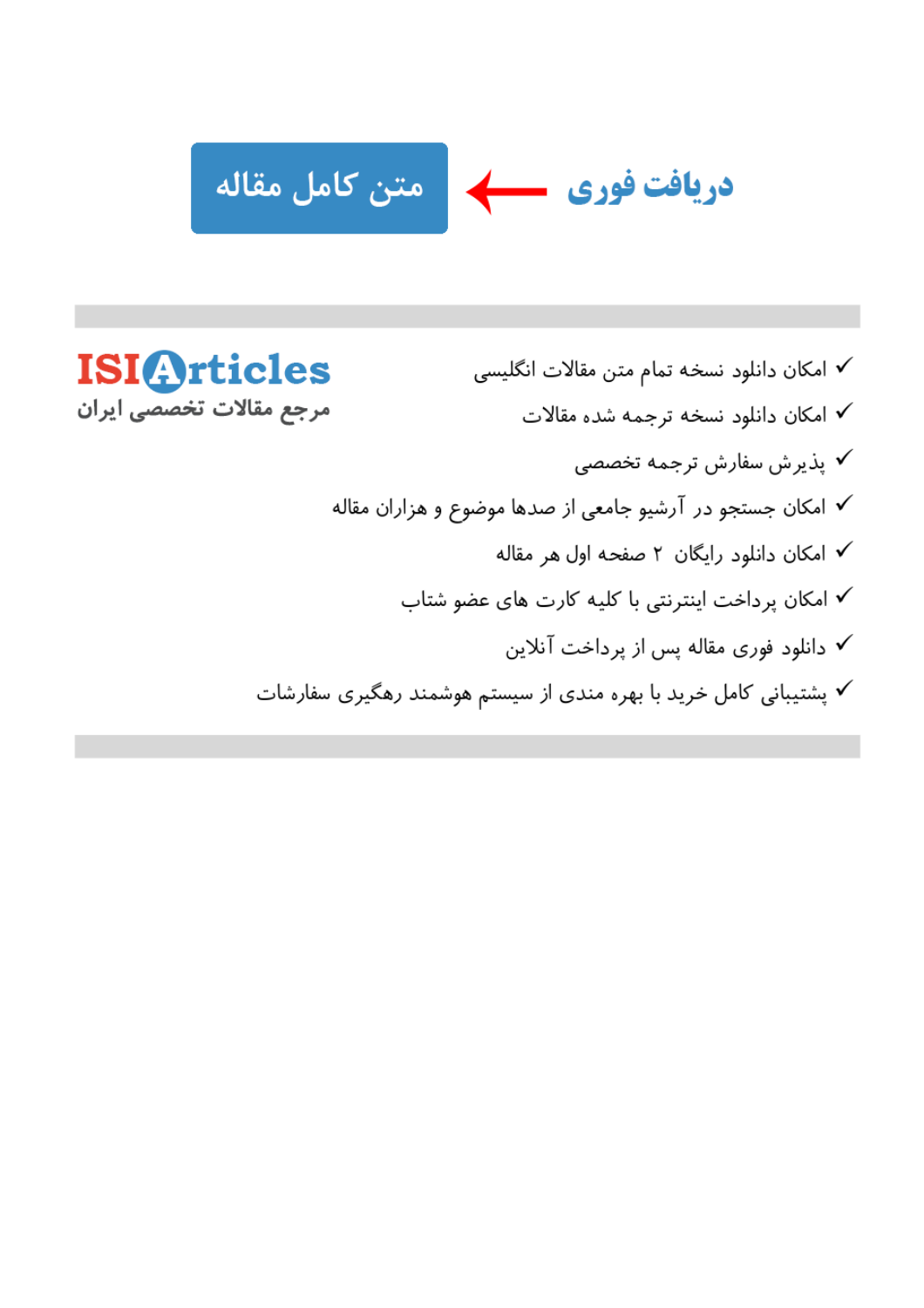دریافت فوری ← **متن کامل مقاله**

**ISIArticles**
مرجع مقالات تخصصی ایران

- ✓ امکان دانلود نسخه تمام متن مقالات انگلیسی
- ✓ امکان دانلود نسخه ترجمه شده مقالات
- ✓ پذیرش سفارش ترجمه تخصصی
- ✓ امکان جستجو در آرشیو جامعی از صدها موضوع و هزاران مقاله
- ✓ امکان دانلود رایگان ۲ صفحه اول هر مقاله
- ✓ امکان پرداخت اینترنتی با کلیه کارت های عضو شتاب
- ✓ دانلود فوری مقاله پس از پرداخت آنلاین
- ✓ پشتیبانی کامل خرید با بهره مندی از سیستم هوشمند رهگیری سفارشات